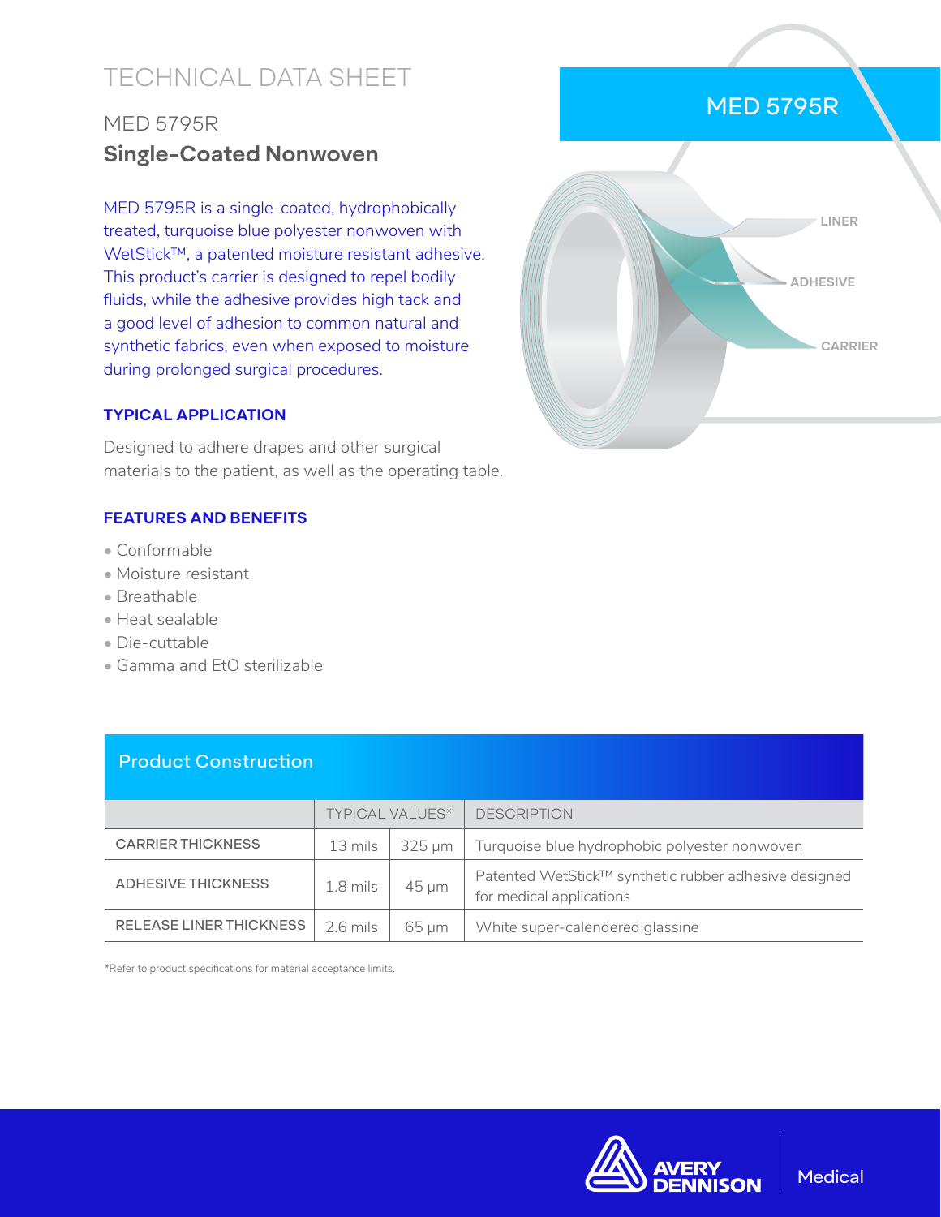# TECHNICAL DATA SHEET

## MED 5795R
## **Single-Coated Nonwoven**

MED 5795R is a single-coated, hydrophobically treated, turquoise blue polyester nonwoven with WetStick™, a patented moisture resistant adhesive. This product's carrier is designed to repel bodily fluids, while the adhesive provides high tack and a good level of adhesion to common natural and synthetic fabrics, even when exposed to moisture during prolonged surgical procedures.

### TYPICAL APPLICATION

Designed to adhere drapes and other surgical materials to the patient, as well as the operating table.

### FEATURES AND BENEFITS

- Conformable
- Moisture resistant
- Breathable
- Heat sealable
- Die-cuttable
- Gamma and EtO sterilizable

### Product Construction

| | TYPICAL VALUES* | | DESCRIPTION |
|---|---|---|---|
| CARRIER THICKNESS | 13 mils | 325 µm | Turquoise blue hydrophobic polyester nonwoven |
| ADHESIVE THICKNESS | 1.8 mils | 45 µm | Patented WetStick™ synthetic rubber adhesive designed for medical applications |
| RELEASE LINER THICKNESS | 2.6 mils | 65 µm | White super-calendered glassine |

*Refer to product specifications for material acceptance limits.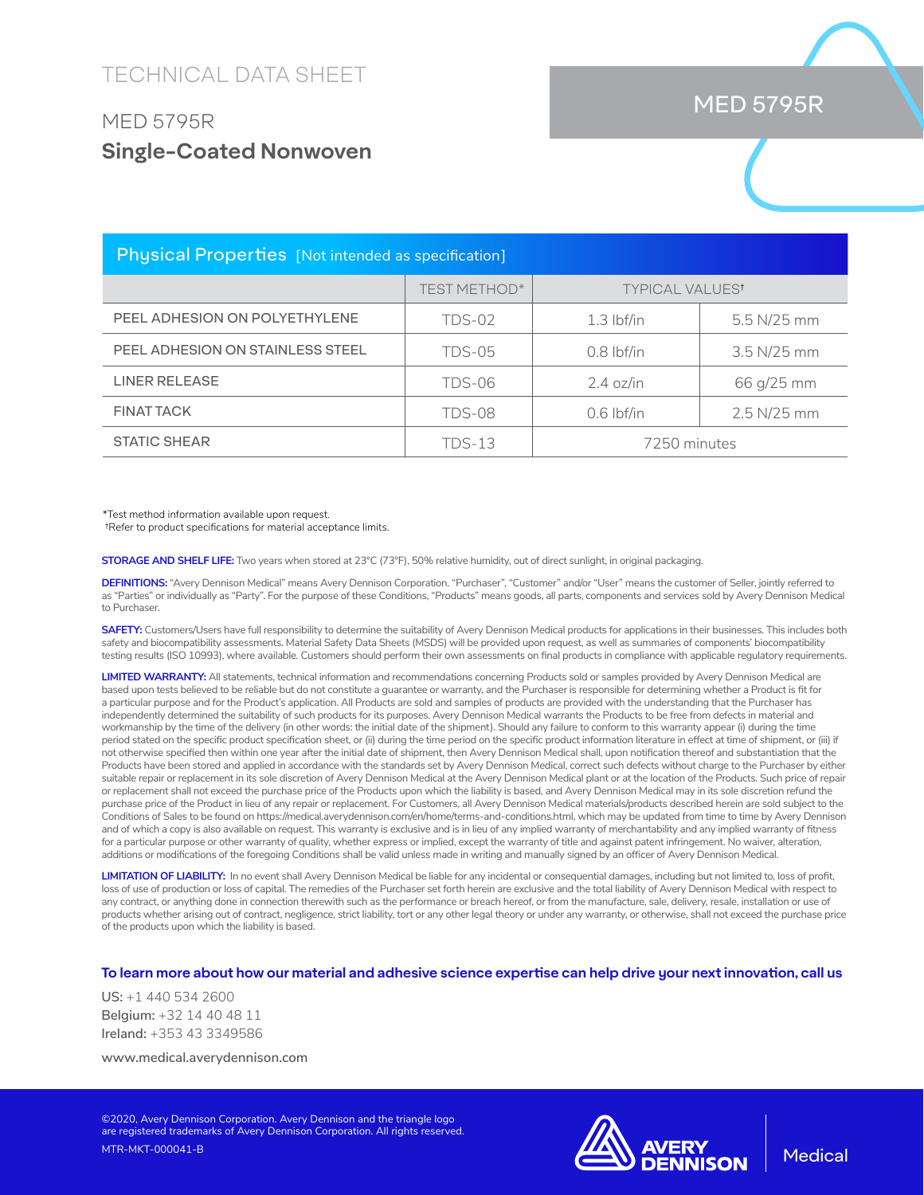# TECHNICAL DATA SHEET

## MED 5795R

## Single-Coated Nonwoven

MED 5795R

### Physical Properties [Not intended as specification]

| | TEST METHOD* | TYPICAL VALUES† | |
|---|---|---|---|
| PEEL ADHESION ON POLYETHYLENE | TDS-02 | 1.3 lbf/in | 5.5 N/25 mm |
| PEEL ADHESION ON STAINLESS STEEL | TDS-05 | 0.8 lbf/in | 3.5 N/25 mm |
| LINER RELEASE | TDS-06 | 2.4 oz/in | 66 g/25 mm |
| FINAT TACK | TDS-08 | 0.6 lbf/in | 2.5 N/25 mm |
| STATIC SHEAR | TDS-13 | 7250 minutes | |

*Test method information available upon request.
†Refer to product specifications for material acceptance limits.

**STORAGE AND SHELF LIFE:** Two years when stored at 23°C (73°F), 50% relative humidity, out of direct sunlight, in original packaging.

**DEFINITIONS:** "Avery Dennison Medical" means Avery Dennison Corporation. "Purchaser", "Customer" and/or "User" means the customer of Seller, jointly referred to as "Parties" or individually as "Party". For the purpose of these Conditions, "Products" means goods, all parts, components and services sold by Avery Dennison Medical to Purchaser.

**SAFETY:** Customers/Users have full responsibility to determine the suitability of Avery Dennison Medical products for applications in their businesses. This includes both safety and biocompatibility assessments. Material Safety Data Sheets (MSDS) will be provided upon request, as well as summaries of components' biocompatibility testing results (ISO 10993), where available. Customers should perform their own assessments on final products in compliance with applicable regulatory requirements.

**LIMITED WARRANTY:** All statements, technical information and recommendations concerning Products sold or samples provided by Avery Dennison Medical are based upon tests believed to be reliable but do not constitute a guarantee or warranty, and the Purchaser is responsible for determining whether a Product is fit for a particular purpose and for the Product's application. All Products are sold and samples of products are provided with the understanding that the Purchaser has independently determined the suitability of such products for its purposes. Avery Dennison Medical warrants the Products to be free from defects in material and workmanship by the time of the delivery (in other words: the initial date of the shipment). Should any failure to conform to this warranty appear (i) during the time period stated on the specific product specification sheet, or (ii) during the time period on the specific product information literature in effect at time of shipment, or (iii) if not otherwise specified then within one year after the initial date of shipment, then Avery Dennison Medical shall, upon notification thereof and substantiation that the Products have been stored and applied in accordance with the standards set by Avery Dennison Medical, correct such defects without charge to the Purchaser by either suitable repair or replacement in its sole discretion of Avery Dennison Medical at the Avery Dennison Medical plant or at the location of the Products. Such price of repair or replacement shall not exceed the purchase price of the Products upon which the liability is based, and Avery Dennison Medical may in its sole discretion refund the purchase price of the Product in lieu of any repair or replacement. For Customers, all Avery Dennison Medical materials/products described herein are sold subject to the Conditions of Sales to be found on https://medical.averydennison.com/en/home/terms-and-conditions.html, which may be updated from time to time by Avery Dennison and of which a copy is also available on request. This warranty is exclusive and is in lieu of any implied warranty of merchantability and any implied warranty of fitness for a particular purpose or other warranty of quality, whether express or implied, except the warranty of title and against patent infringement. No waiver, alteration, additions or modifications of the foregoing Conditions shall be valid unless made in writing and manually signed by an officer of Avery Dennison Medical.

**LIMITATION OF LIABILITY:** In no event shall Avery Dennison Medical be liable for any incidental or consequential damages, including but not limited to, loss of profit, loss of use of production or loss of capital. The remedies of the Purchaser set forth herein are exclusive and the total liability of Avery Dennison Medical with respect to any contract, or anything done in connection therewith such as the performance or breach hereof, or from the manufacture, sale, delivery, resale, installation or use of products whether arising out of contract, negligence, strict liability, tort or any other legal theory or under any warranty, or otherwise, shall not exceed the purchase price of the products upon which the liability is based.

**To learn more about how our material and adhesive science expertise can help drive your next innovation, call us**

**US:** +1 440 534 2600
**Belgium:** +32 14 40 48 11
**Ireland:** +353 43 3349586

www.medical.averydennison.com

©2020, Avery Dennison Corporation. Avery Dennison and the triangle logo are registered trademarks of Avery Dennison Corporation. All rights reserved.

MTR-MKT-000041-B

AVERY DENNISON Medical